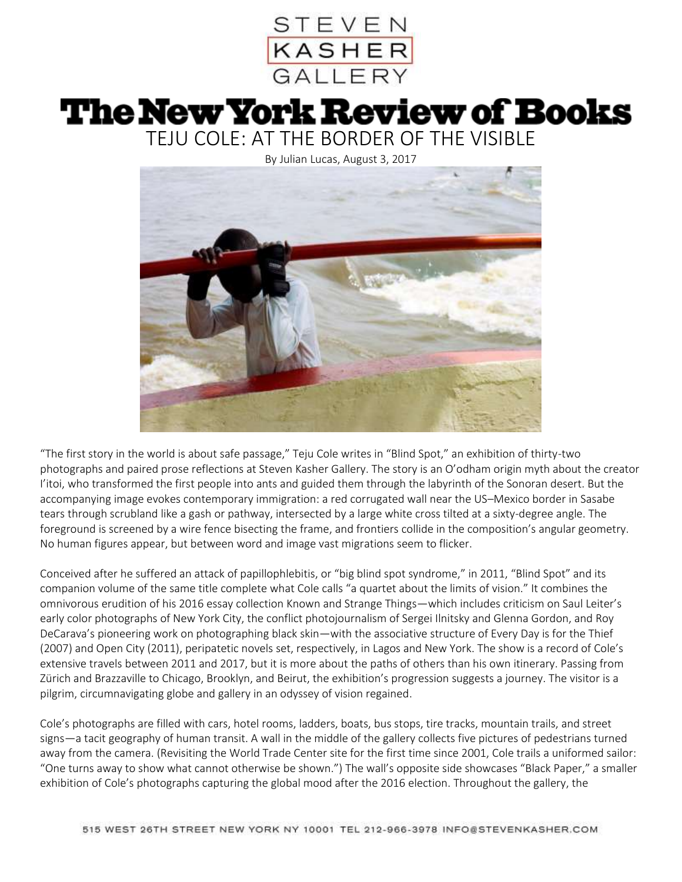# The New York Review of Books

## TEJU COLE: AT THE BORDER OF THE VISIBLE

By Julian Lucas, August 3, 2017

"The first story in the world is about safe passage," Teju Cole writes in "Blind Spot," an exhibition of thirty-two photographs and paired prose reflections at Steven Kasher Gallery. The story is an O'odham origin myth about the creator I'itoi, who transformed the first people into ants and guided them through the labyrinth of the Sonoran desert. But the accompanying image evokes contemporary immigration: a red corrugated wall near the US–Mexico border in Sasabe tears through scrubland like a gash or pathway, intersected by a large white cross tilted at a sixty-degree angle. The foreground is screened by a wire fence bisecting the frame, and frontiers collide in the composition's angular geometry. No human figures appear, but between word and image vast migrations seem to flicker.

Conceived after he suffered an attack of papillophlebitis, or "big blind spot syndrome," in 2011, "Blind Spot" and its companion volume of the same title complete what Cole calls "a quartet about the limits of vision." It combines the omnivorous erudition of his 2016 essay collection Known and Strange Things—which includes criticism on Saul Leiter's early color photographs of New York City, the conflict photojournalism of Sergei Ilnitsky and Glenna Gordon, and Roy DeCarava's pioneering work on photographing black skin—with the associative structure of Every Day is for the Thief (2007) and Open City (2011), peripatetic novels set, respectively, in Lagos and New York. The show is a record of Cole's extensive travels between 2011 and 2017, but it is more about the paths of others than his own itinerary. Passing from Zürich and Brazzaville to Chicago, Brooklyn, and Beirut, the exhibition's progression suggests a journey. The visitor is a pilgrim, circumnavigating globe and gallery in an odyssey of vision regained.

Cole's photographs are filled with cars, hotel rooms, ladders, boats, bus stops, tire tracks, mountain trails, and street signs—a tacit geography of human transit. A wall in the middle of the gallery collects five pictures of pedestrians turned away from the camera. (Revisiting the World Trade Center site for the first time since 2001, Cole trails a uniformed sailor: "One turns away to show what cannot otherwise be shown.") The wall's opposite side showcases "Black Paper," a smaller exhibition of Cole's photographs capturing the global mood after the 2016 election. Throughout the gallery, the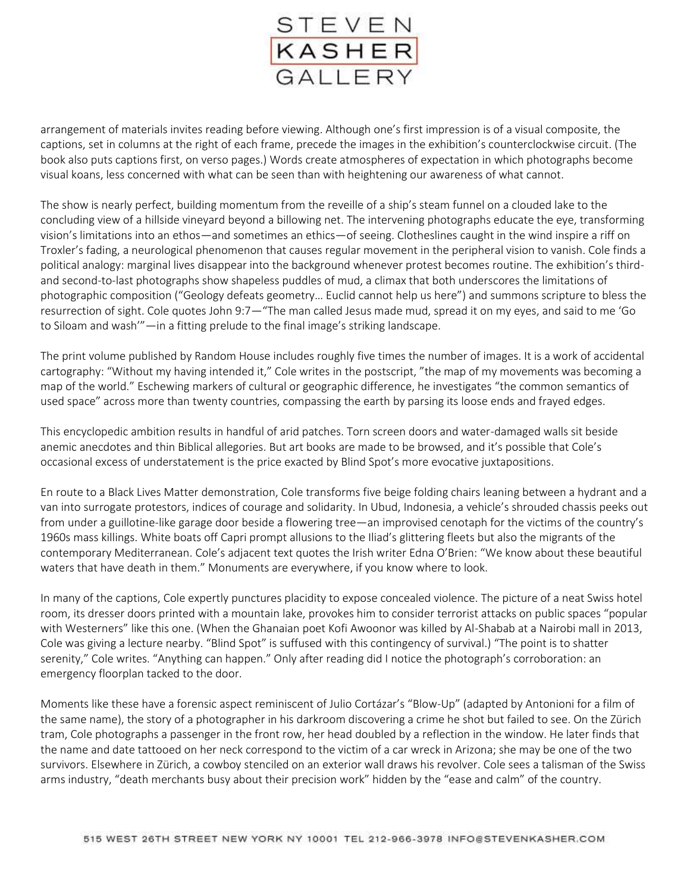arrangement of materials invites reading before viewing. Although one's first impression is of a visual composite, the captions, set in columns at the right of each frame, precede the images in the exhibition's counterclockwise circuit. (The book also puts captions first, on verso pages.) Words create atmospheres of expectation in which photographs become visual koans, less concerned with what can be seen than with heightening our awareness of what cannot.

The show is nearly perfect, building momentum from the reveille of a ship's steam funnel on a clouded lake to the concluding view of a hillside vineyard beyond a billowing net. The intervening photographs educate the eye, transforming vision's limitations into an ethos—and sometimes an ethics—of seeing. Clotheslines caught in the wind inspire a riff on Troxler's fading, a neurological phenomenon that causes regular movement in the peripheral vision to vanish. Cole finds a political analogy: marginal lives disappear into the background whenever protest becomes routine. The exhibition's third- and second-to-last photographs show shapeless puddles of mud, a climax that both underscores the limitations of photographic composition ("Geology defeats geometry… Euclid cannot help us here") and summons scripture to bless the resurrection of sight. Cole quotes John 9:7—"The man called Jesus made mud, spread it on my eyes, and said to me 'Go to Siloam and wash'"—in a fitting prelude to the final image's striking landscape.

The print volume published by Random House includes roughly five times the number of images. It is a work of accidental cartography: "Without my having intended it," Cole writes in the postscript, "the map of my movements was becoming a map of the world." Eschewing markers of cultural or geographic difference, he investigates "the common semantics of used space" across more than twenty countries, compassing the earth by parsing its loose ends and frayed edges.

This encyclopedic ambition results in handful of arid patches. Torn screen doors and water-damaged walls sit beside anemic anecdotes and thin Biblical allegories. But art books are made to be browsed, and it's possible that Cole's occasional excess of understatement is the price exacted by Blind Spot's more evocative juxtapositions.

En route to a Black Lives Matter demonstration, Cole transforms five beige folding chairs leaning between a hydrant and a van into surrogate protestors, indices of courage and solidarity. In Ubud, Indonesia, a vehicle's shrouded chassis peeks out from under a guillotine-like garage door beside a flowering tree—an improvised cenotaph for the victims of the country's 1960s mass killings. White boats off Capri prompt allusions to the Iliad's glittering fleets but also the migrants of the contemporary Mediterranean. Cole's adjacent text quotes the Irish writer Edna O'Brien: "We know about these beautiful waters that have death in them." Monuments are everywhere, if you know where to look.

In many of the captions, Cole expertly punctures placidity to expose concealed violence. The picture of a neat Swiss hotel room, its dresser doors printed with a mountain lake, provokes him to consider terrorist attacks on public spaces "popular with Westerners" like this one. (When the Ghanaian poet Kofi Awoonor was killed by Al-Shabab at a Nairobi mall in 2013, Cole was giving a lecture nearby. "Blind Spot" is suffused with this contingency of survival.) "The point is to shatter serenity," Cole writes. "Anything can happen." Only after reading did I notice the photograph's corroboration: an emergency floorplan tacked to the door.

Moments like these have a forensic aspect reminiscent of Julio Cortázar's "Blow-Up" (adapted by Antonioni for a film of the same name), the story of a photographer in his darkroom discovering a crime he shot but failed to see. On the Zürich tram, Cole photographs a passenger in the front row, her head doubled by a reflection in the window. He later finds that the name and date tattooed on her neck correspond to the victim of a car wreck in Arizona; she may be one of the two survivors. Elsewhere in Zürich, a cowboy stenciled on an exterior wall draws his revolver. Cole sees a talisman of the Swiss arms industry, "death merchants busy about their precision work" hidden by the "ease and calm" of the country.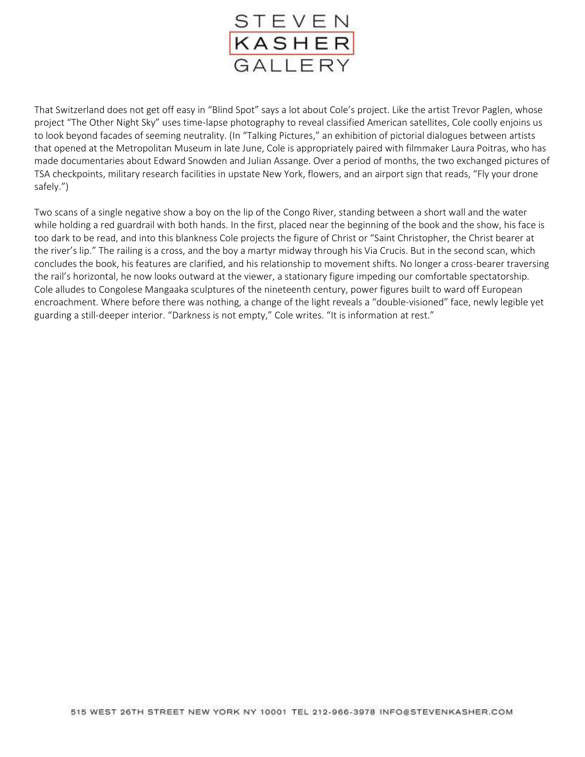That Switzerland does not get off easy in "Blind Spot" says a lot about Cole's project. Like the artist Trevor Paglen, whose project "The Other Night Sky" uses time-lapse photography to reveal classified American satellites, Cole coolly enjoins us to look beyond facades of seeming neutrality. (In "Talking Pictures," an exhibition of pictorial dialogues between artists that opened at the Metropolitan Museum in late June, Cole is appropriately paired with filmmaker Laura Poitras, who has made documentaries about Edward Snowden and Julian Assange. Over a period of months, the two exchanged pictures of TSA checkpoints, military research facilities in upstate New York, flowers, and an airport sign that reads, "Fly your drone safely.")

Two scans of a single negative show a boy on the lip of the Congo River, standing between a short wall and the water while holding a red guardrail with both hands. In the first, placed near the beginning of the book and the show, his face is too dark to be read, and into this blankness Cole projects the figure of Christ or "Saint Christopher, the Christ bearer at the river's lip." The railing is a cross, and the boy a martyr midway through his Via Crucis. But in the second scan, which concludes the book, his features are clarified, and his relationship to movement shifts. No longer a cross-bearer traversing the rail's horizontal, he now looks outward at the viewer, a stationary figure impeding our comfortable spectatorship. Cole alludes to Congolese Mangaaka sculptures of the nineteenth century, power figures built to ward off European encroachment. Where before there was nothing, a change of the light reveals a "double-visioned" face, newly legible yet guarding a still-deeper interior. "Darkness is not empty," Cole writes. "It is information at rest."